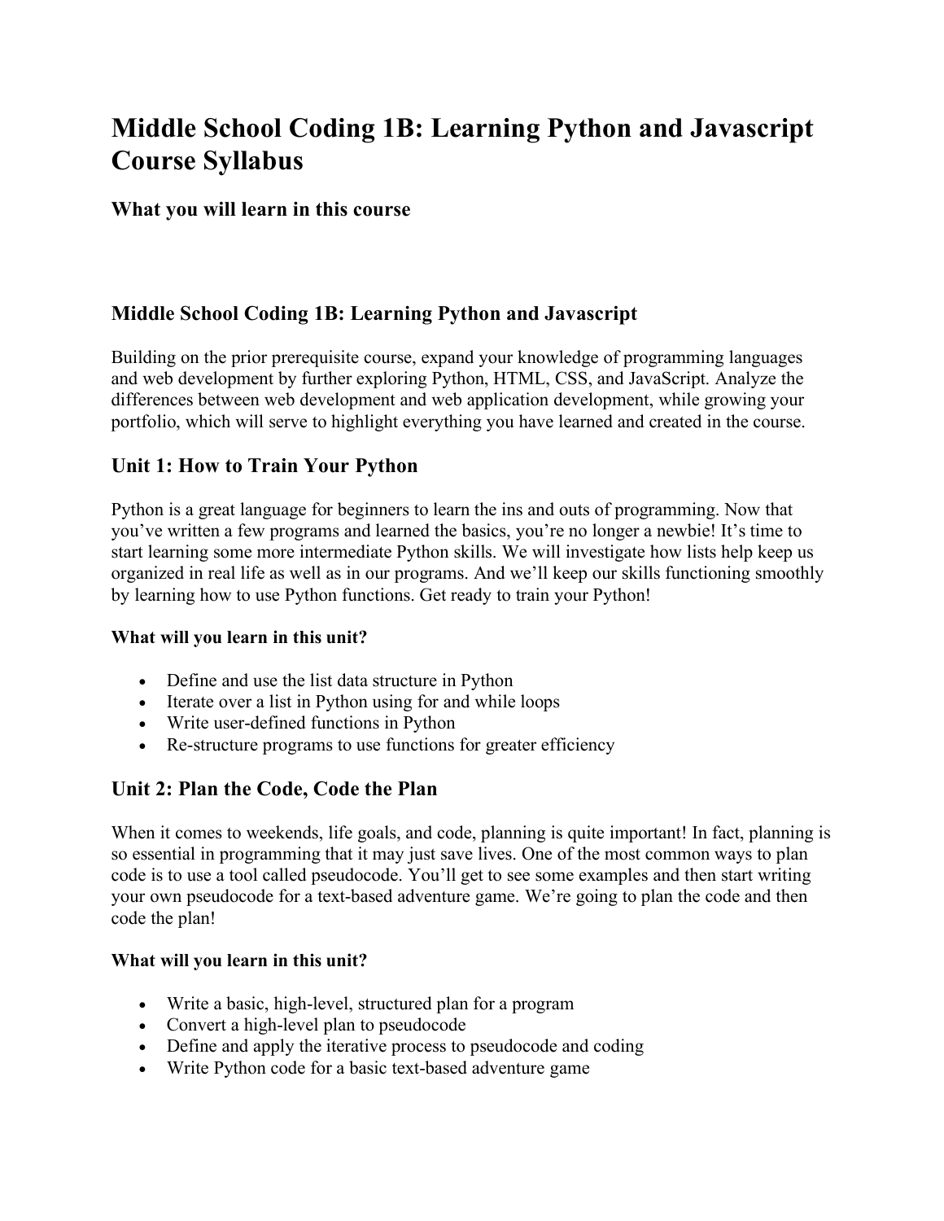# Middle School Coding 1B: Learning Python and Javascript Course Syllabus

### What you will learn in this course

### Middle School Coding 1B: Learning Python and Javascript

Building on the prior prerequisite course, expand your knowledge of programming languages and web development by further exploring Python, HTML, CSS, and JavaScript. Analyze the differences between web development and web application development, while growing your portfolio, which will serve to highlight everything you have learned and created in the course.

## Unit 1: How to Train Your Python

Python is a great language for beginners to learn the ins and outs of programming. Now that you've written a few programs and learned the basics, you're no longer a newbie! It's time to start learning some more intermediate Python skills. We will investigate how lists help keep us organized in real life as well as in our programs. And we'll keep our skills functioning smoothly by learning how to use Python functions. Get ready to train your Python!

**What will you learn in this unit?**

- Define and use the list data structure in Python
- Iterate over a list in Python using for and while loops
- Write user-defined functions in Python
- Re-structure programs to use functions for greater efficiency

## Unit 2: Plan the Code, Code the Plan

When it comes to weekends, life goals, and code, planning is quite important! In fact, planning is so essential in programming that it may just save lives. One of the most common ways to plan code is to use a tool called pseudocode. You'll get to see some examples and then start writing your own pseudocode for a text-based adventure game. We're going to plan the code and then code the plan!

**What will you learn in this unit?**

- Write a basic, high-level, structured plan for a program
- Convert a high-level plan to pseudocode
- Define and apply the iterative process to pseudocode and coding
- Write Python code for a basic text-based adventure game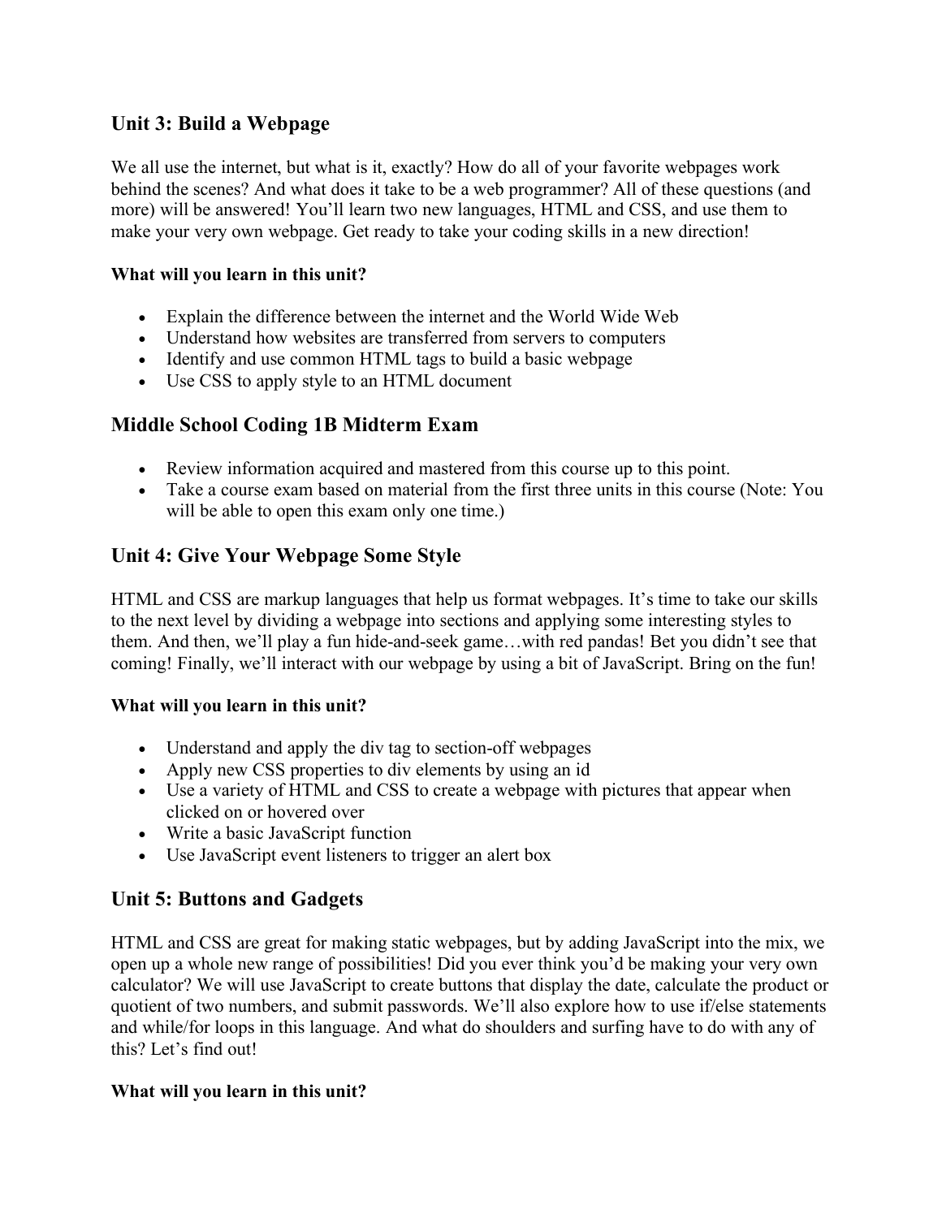## Unit 3: Build a Webpage

We all use the internet, but what is it, exactly? How do all of your favorite webpages work behind the scenes? And what does it take to be a web programmer? All of these questions (and more) will be answered! You'll learn two new languages, HTML and CSS, and use them to make your very own webpage. Get ready to take your coding skills in a new direction!

**What will you learn in this unit?**

- Explain the difference between the internet and the World Wide Web
- Understand how websites are transferred from servers to computers
- Identify and use common HTML tags to build a basic webpage
- Use CSS to apply style to an HTML document

## Middle School Coding 1B Midterm Exam

- Review information acquired and mastered from this course up to this point.
- Take a course exam based on material from the first three units in this course (Note: You will be able to open this exam only one time.)

## Unit 4: Give Your Webpage Some Style

HTML and CSS are markup languages that help us format webpages. It's time to take our skills to the next level by dividing a webpage into sections and applying some interesting styles to them. And then, we'll play a fun hide-and-seek game…with red pandas! Bet you didn't see that coming! Finally, we'll interact with our webpage by using a bit of JavaScript. Bring on the fun!

**What will you learn in this unit?**

- Understand and apply the div tag to section-off webpages
- Apply new CSS properties to div elements by using an id
- Use a variety of HTML and CSS to create a webpage with pictures that appear when clicked on or hovered over
- Write a basic JavaScript function
- Use JavaScript event listeners to trigger an alert box

## Unit 5: Buttons and Gadgets

HTML and CSS are great for making static webpages, but by adding JavaScript into the mix, we open up a whole new range of possibilities! Did you ever think you'd be making your very own calculator? We will use JavaScript to create buttons that display the date, calculate the product or quotient of two numbers, and submit passwords. We'll also explore how to use if/else statements and while/for loops in this language. And what do shoulders and surfing have to do with any of this? Let's find out!

**What will you learn in this unit?**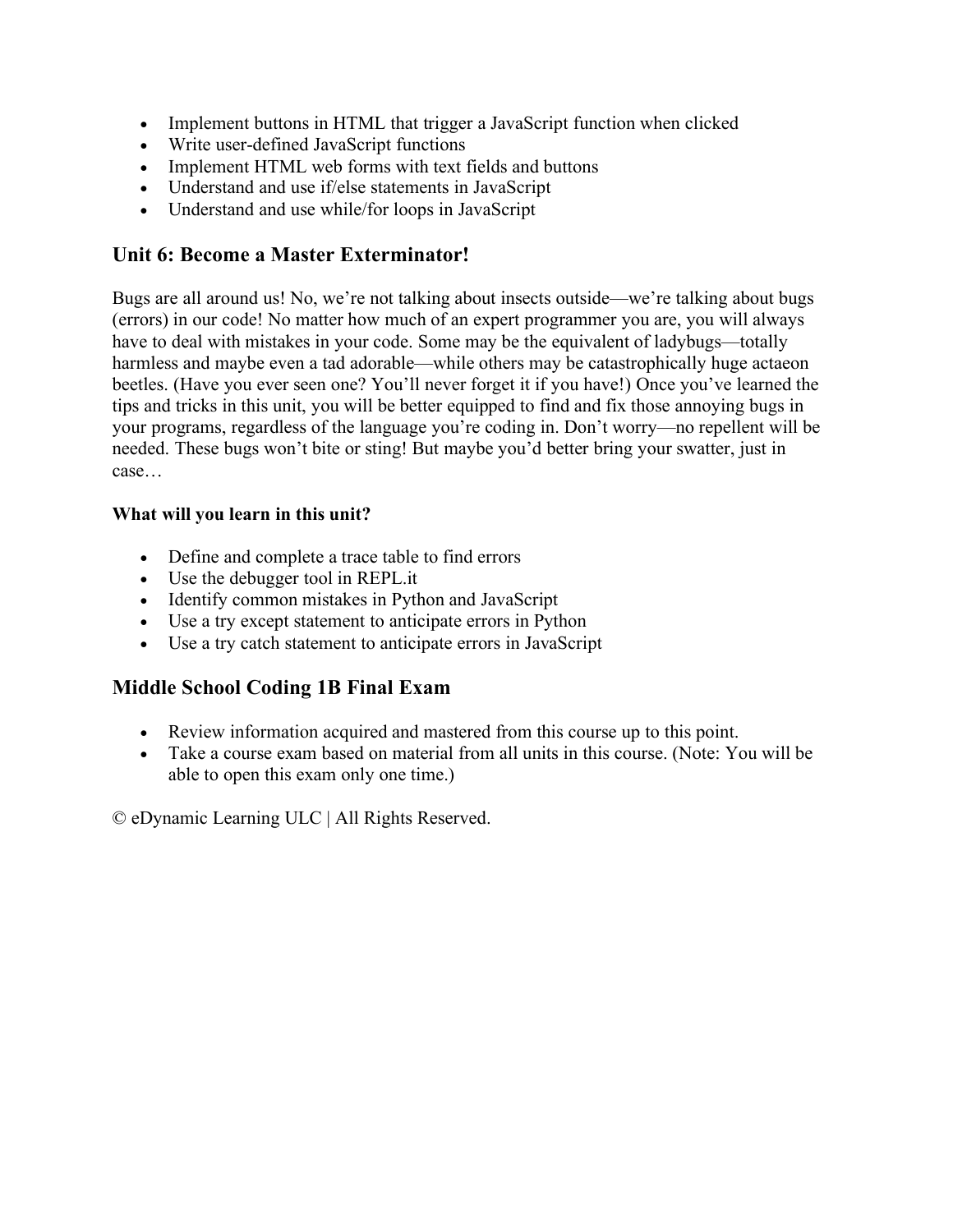- Implement buttons in HTML that trigger a JavaScript function when clicked
- Write user-defined JavaScript functions
- Implement HTML web forms with text fields and buttons
- Understand and use if/else statements in JavaScript
- Understand and use while/for loops in JavaScript

## Unit 6: Become a Master Exterminator!

Bugs are all around us! No, we're not talking about insects outside—we're talking about bugs (errors) in our code! No matter how much of an expert programmer you are, you will always have to deal with mistakes in your code. Some may be the equivalent of ladybugs—totally harmless and maybe even a tad adorable—while others may be catastrophically huge actaeon beetles. (Have you ever seen one? You'll never forget it if you have!) Once you've learned the tips and tricks in this unit, you will be better equipped to find and fix those annoying bugs in your programs, regardless of the language you're coding in. Don't worry—no repellent will be needed. These bugs won't bite or sting! But maybe you'd better bring your swatter, just in case…

**What will you learn in this unit?**

- Define and complete a trace table to find errors
- Use the debugger tool in REPL.it
- Identify common mistakes in Python and JavaScript
- Use a try except statement to anticipate errors in Python
- Use a try catch statement to anticipate errors in JavaScript

## Middle School Coding 1B Final Exam

- Review information acquired and mastered from this course up to this point.
- Take a course exam based on material from all units in this course. (Note: You will be able to open this exam only one time.)

© eDynamic Learning ULC | All Rights Reserved.